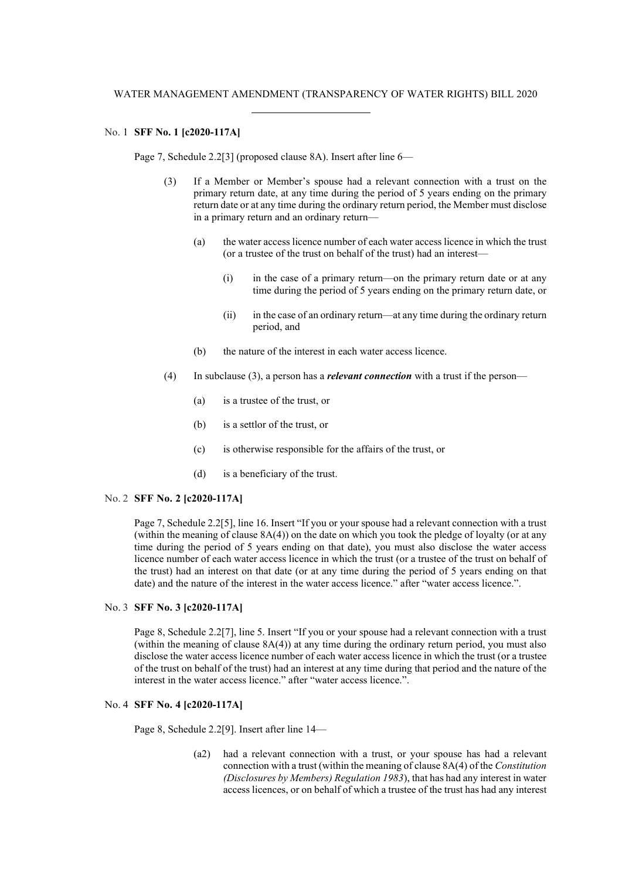WATER MANAGEMENT AMENDMENT (TRANSPARENCY OF WATER RIGHTS) BILL 2020

No. 1 **SFF No. 1 [c2020-117A]**

Page 7, Schedule 2.2[3] (proposed clause 8A). Insert after line 6—

(3) If a Member or Member's spouse had a relevant connection with a trust on the primary return date, at any time during the period of 5 years ending on the primary return date or at any time during the ordinary return period, the Member must disclose in a primary return and an ordinary return—

(a) the water access licence number of each water access licence in which the trust (or a trustee of the trust on behalf of the trust) had an interest—

(i) in the case of a primary return—on the primary return date or at any time during the period of 5 years ending on the primary return date, or

(ii) in the case of an ordinary return—at any time during the ordinary return period, and

(b) the nature of the interest in each water access licence.

(4) In subclause (3), a person has a ***relevant connection*** with a trust if the person—

(a) is a trustee of the trust, or

(b) is a settlor of the trust, or

(c) is otherwise responsible for the affairs of the trust, or

(d) is a beneficiary of the trust.

No. 2 **SFF No. 2 [c2020-117A]**

Page 7, Schedule 2.2[5], line 16. Insert "If you or your spouse had a relevant connection with a trust (within the meaning of clause 8A(4)) on the date on which you took the pledge of loyalty (or at any time during the period of 5 years ending on that date), you must also disclose the water access licence number of each water access licence in which the trust (or a trustee of the trust on behalf of the trust) had an interest on that date (or at any time during the period of 5 years ending on that date) and the nature of the interest in the water access licence." after "water access licence.".

No. 3 **SFF No. 3 [c2020-117A]**

Page 8, Schedule 2.2[7], line 5. Insert "If you or your spouse had a relevant connection with a trust (within the meaning of clause 8A(4)) at any time during the ordinary return period, you must also disclose the water access licence number of each water access licence in which the trust (or a trustee of the trust on behalf of the trust) had an interest at any time during that period and the nature of the interest in the water access licence." after "water access licence.".

No. 4 **SFF No. 4 [c2020-117A]**

Page 8, Schedule 2.2[9]. Insert after line 14—

(a2) had a relevant connection with a trust, or your spouse has had a relevant connection with a trust (within the meaning of clause 8A(4) of the *Constitution (Disclosures by Members) Regulation 1983*), that has had any interest in water access licences, or on behalf of which a trustee of the trust has had any interest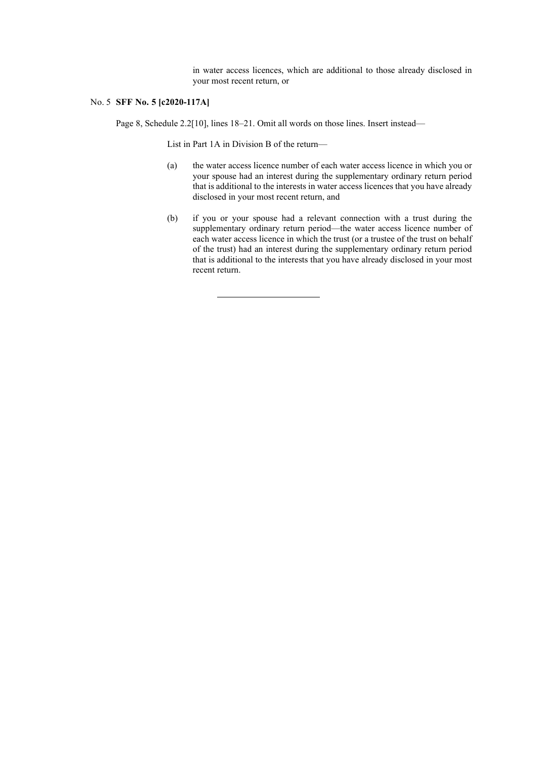in water access licences, which are additional to those already disclosed in your most recent return, or

No. 5 **SFF No. 5 [c2020-117A]**

Page 8, Schedule 2.2[10], lines 18–21. Omit all words on those lines. Insert instead—

List in Part 1A in Division B of the return—

(a) the water access licence number of each water access licence in which you or your spouse had an interest during the supplementary ordinary return period that is additional to the interests in water access licences that you have already disclosed in your most recent return, and

(b) if you or your spouse had a relevant connection with a trust during the supplementary ordinary return period—the water access licence number of each water access licence in which the trust (or a trustee of the trust on behalf of the trust) had an interest during the supplementary ordinary return period that is additional to the interests that you have already disclosed in your most recent return.